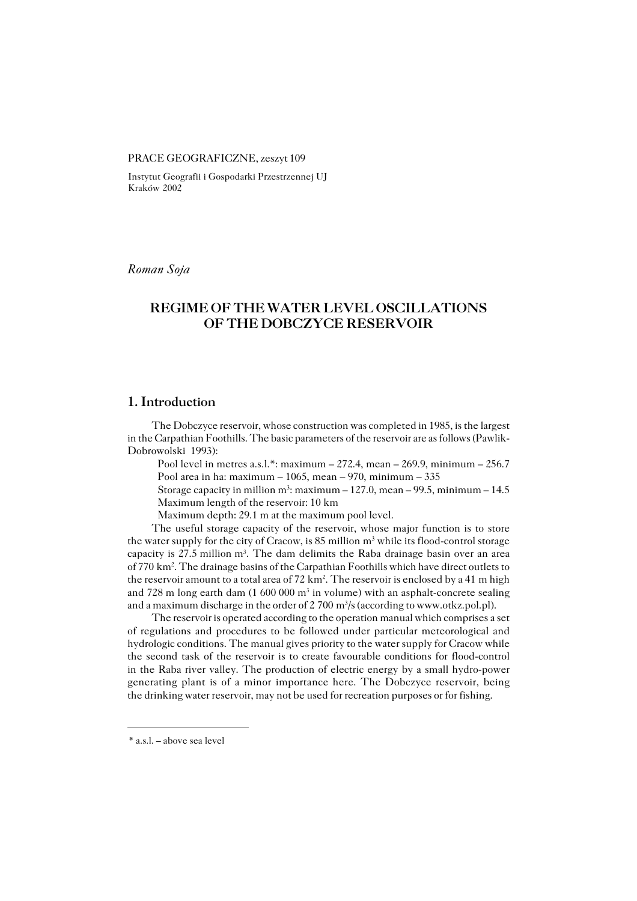PRACE GEOGRAFICZNE, zeszyt 109

Instytut Geografii i Gospodarki Przestrzennej UJ
Kraków 2002

*Roman Soja*

# REGIME OF THE WATER LEVEL OSCILLATIONS OF THE DOBCZYCE RESERVOIR

## 1. Introduction

The Dobczyce reservoir, whose construction was completed in 1985, is the largest in the Carpathian Foothills. The basic parameters of the reservoir are as follows (Pawlik-Dobrowolski 1993):

Pool level in metres a.s.l.*: maximum – 272.4, mean – 269.9, minimum – 256.7
Pool area in ha: maximum – 1065, mean – 970, minimum – 335
Storage capacity in million m$^3$: maximum – 127.0, mean – 99.5, minimum – 14.5
Maximum length of the reservoir: 10 km
Maximum depth: 29.1 m at the maximum pool level.

The useful storage capacity of the reservoir, whose major function is to store the water supply for the city of Cracow, is 85 million m$^3$ while its flood-control storage capacity is 27.5 million m$^3$. The dam delimits the Raba drainage basin over an area of 770 km$^2$. The drainage basins of the Carpathian Foothills which have direct outlets to the reservoir amount to a total area of 72 km$^2$. The reservoir is enclosed by a 41 m high and 728 m long earth dam (1 600 000 m$^3$ in volume) with an asphalt-concrete sealing and a maximum discharge in the order of 2 700 m$^3$/s (according to www.otkz.pol.pl).

The reservoir is operated according to the operation manual which comprises a set of regulations and procedures to be followed under particular meteorological and hydrologic conditions. The manual gives priority to the water supply for Cracow while the second task of the reservoir is to create favourable conditions for flood-control in the Raba river valley. The production of electric energy by a small hydro-power generating plant is of a minor importance here. The Dobczyce reservoir, being the drinking water reservoir, may not be used for recreation purposes or for fishing.

---

* a.s.l. – above sea level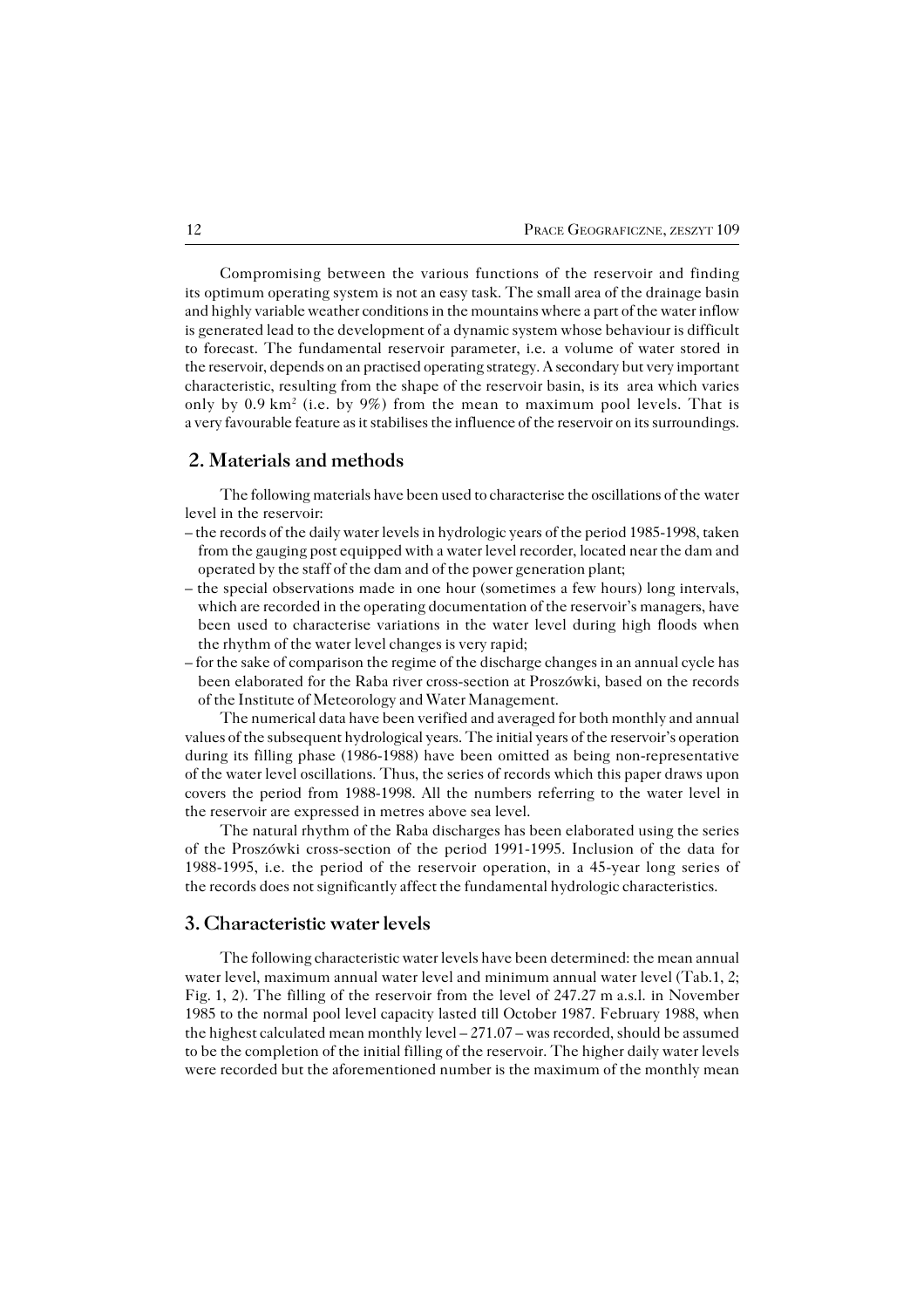Compromising between the various functions of the reservoir and finding its optimum operating system is not an easy task. The small area of the drainage basin and highly variable weather conditions in the mountains where a part of the water inflow is generated lead to the development of a dynamic system whose behaviour is difficult to forecast. The fundamental reservoir parameter, i.e. a volume of water stored in the reservoir, depends on an practised operating strategy. A secondary but very important characteristic, resulting from the shape of the reservoir basin, is its area which varies only by 0.9 km$^2$ (i.e. by 9%) from the mean to maximum pool levels. That is a very favourable feature as it stabilises the influence of the reservoir on its surroundings.

## 2. Materials and methods

The following materials have been used to characterise the oscillations of the water level in the reservoir:

– the records of the daily water levels in hydrologic years of the period 1985-1998, taken from the gauging post equipped with a water level recorder, located near the dam and operated by the staff of the dam and of the power generation plant;
– the special observations made in one hour (sometimes a few hours) long intervals, which are recorded in the operating documentation of the reservoir's managers, have been used to characterise variations in the water level during high floods when the rhythm of the water level changes is very rapid;
– for the sake of comparison the regime of the discharge changes in an annual cycle has been elaborated for the Raba river cross-section at Proszówki, based on the records of the Institute of Meteorology and Water Management.

The numerical data have been verified and averaged for both monthly and annual values of the subsequent hydrological years. The initial years of the reservoir's operation during its filling phase (1986-1988) have been omitted as being non-representative of the water level oscillations. Thus, the series of records which this paper draws upon covers the period from 1988-1998. All the numbers referring to the water level in the reservoir are expressed in metres above sea level.

The natural rhythm of the Raba discharges has been elaborated using the series of the Proszówki cross-section of the period 1991-1995. Inclusion of the data for 1988-1995, i.e. the period of the reservoir operation, in a 45-year long series of the records does not significantly affect the fundamental hydrologic characteristics.

## 3. Characteristic water levels

The following characteristic water levels have been determined: the mean annual water level, maximum annual water level and minimum annual water level (Tab.1, 2; Fig. 1, 2). The filling of the reservoir from the level of 247.27 m a.s.l. in November 1985 to the normal pool level capacity lasted till October 1987. February 1988, when the highest calculated mean monthly level – 271.07 – was recorded, should be assumed to be the completion of the initial filling of the reservoir. The higher daily water levels were recorded but the aforementioned number is the maximum of the monthly mean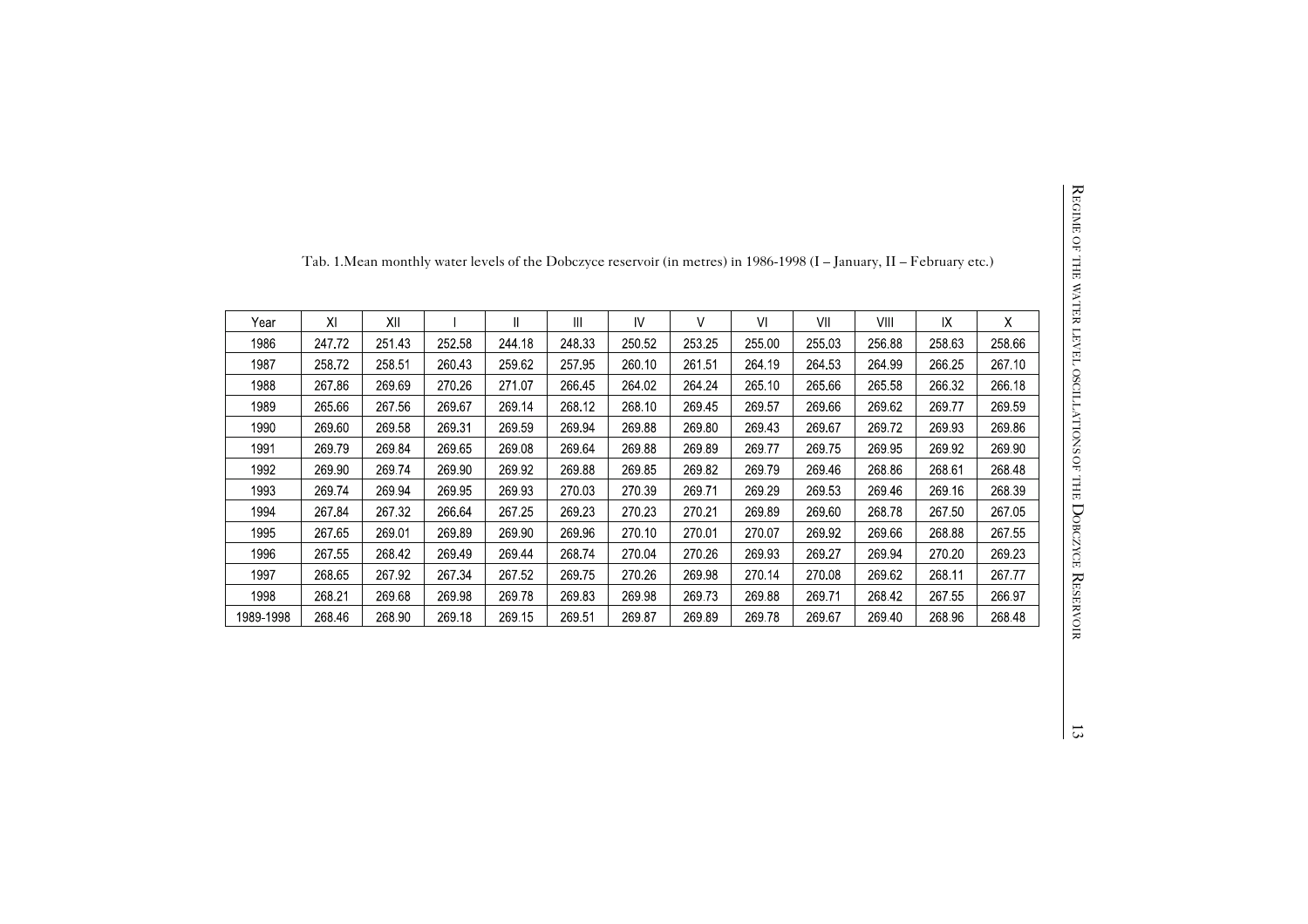Tab. 1.Mean monthly water levels of the Dobczyce reservoir (in metres) in 1986-1998 (I – January, II – February etc.)

| Year | XI | XII | I | II | III | IV | V | VI | VII | VIII | IX | X |
|---|---|---|---|---|---|---|---|---|---|---|---|---|
| 1986 | 247.72 | 251.43 | 252.58 | 244.18 | 248.33 | 250.52 | 253.25 | 255.00 | 255.03 | 256.88 | 258.63 | 258.66 |
| 1987 | 258.72 | 258.51 | 260.43 | 259.62 | 257.95 | 260.10 | 261.51 | 264.19 | 264.53 | 264.99 | 266.25 | 267.10 |
| 1988 | 267.86 | 269.69 | 270.26 | 271.07 | 266.45 | 264.02 | 264.24 | 265.10 | 265.66 | 265.58 | 266.32 | 266.18 |
| 1989 | 265.66 | 267.56 | 269.67 | 269.14 | 268.12 | 268.10 | 269.45 | 269.57 | 269.66 | 269.62 | 269.77 | 269.59 |
| 1990 | 269.60 | 269.58 | 269.31 | 269.59 | 269.94 | 269.88 | 269.80 | 269.43 | 269.67 | 269.72 | 269.93 | 269.86 |
| 1991 | 269.79 | 269.84 | 269.65 | 269.08 | 269.64 | 269.88 | 269.89 | 269.77 | 269.75 | 269.95 | 269.92 | 269.90 |
| 1992 | 269.90 | 269.74 | 269.90 | 269.92 | 269.88 | 269.85 | 269.82 | 269.79 | 269.46 | 268.86 | 268.61 | 268.48 |
| 1993 | 269.74 | 269.94 | 269.95 | 269.93 | 270.03 | 270.39 | 269.71 | 269.29 | 269.53 | 269.46 | 269.16 | 268.39 |
| 1994 | 267.84 | 267.32 | 266.64 | 267.25 | 269.23 | 270.23 | 270.21 | 269.89 | 269.60 | 268.78 | 267.50 | 267.05 |
| 1995 | 267.65 | 269.01 | 269.89 | 269.90 | 269.96 | 270.10 | 270.01 | 270.07 | 269.92 | 269.66 | 268.88 | 267.55 |
| 1996 | 267.55 | 268.42 | 269.49 | 269.44 | 268.74 | 270.04 | 270.26 | 269.93 | 269.27 | 269.94 | 270.20 | 269.23 |
| 1997 | 268.65 | 267.92 | 267.34 | 267.52 | 269.75 | 270.26 | 269.98 | 270.14 | 270.08 | 269.62 | 268.11 | 267.77 |
| 1998 | 268.21 | 269.68 | 269.98 | 269.78 | 269.83 | 269.98 | 269.73 | 269.88 | 269.71 | 268.42 | 267.55 | 266.97 |
| 1989-1998 | 268.46 | 268.90 | 269.18 | 269.15 | 269.51 | 269.87 | 269.89 | 269.78 | 269.67 | 269.40 | 268.96 | 268.48 |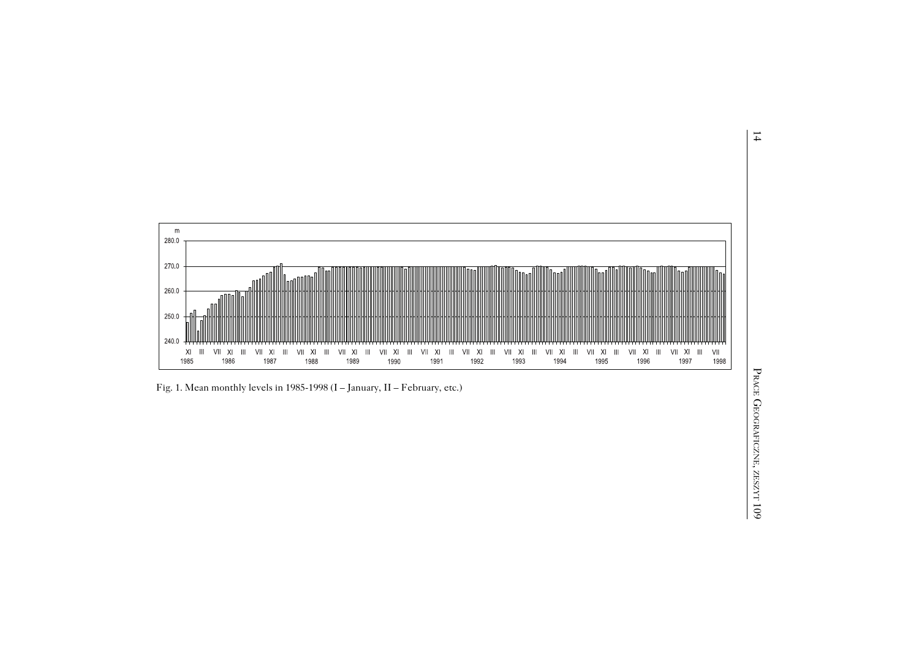Fig. 1. Mean monthly levels in 1985-1998 (I – January, II – February, etc.)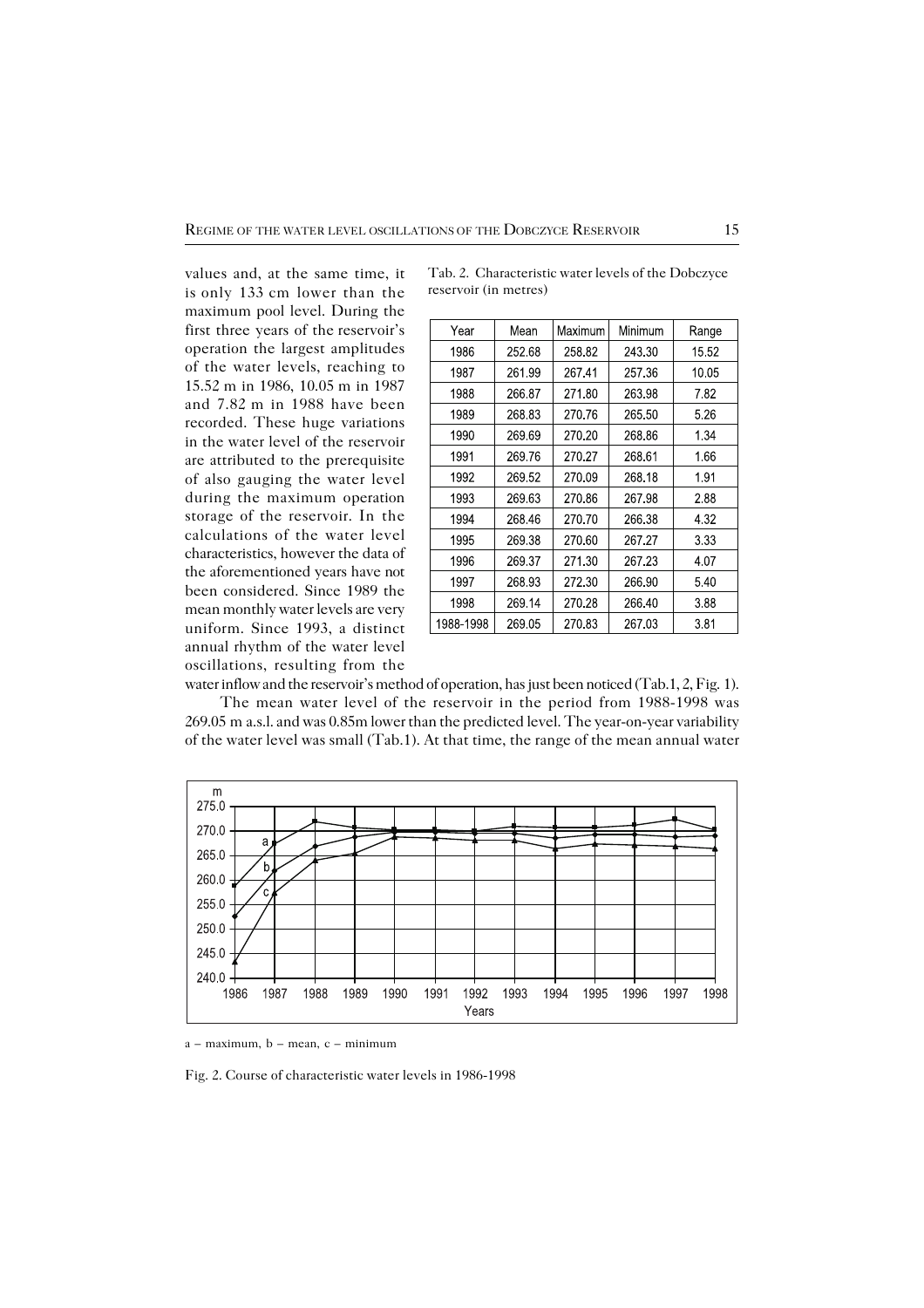values and, at the same time, it is only 133 cm lower than the maximum pool level. During the first three years of the reservoir's operation the largest amplitudes of the water levels, reaching to 15.52 m in 1986, 10.05 m in 1987 and 7.82 m in 1988 have been recorded. These huge variations in the water level of the reservoir are attributed to the prerequisite of also gauging the water level during the maximum operation storage of the reservoir. In the calculations of the water level characteristics, however the data of the aforementioned years have not been considered. Since 1989 the mean monthly water levels are very uniform. Since 1993, a distinct annual rhythm of the water level oscillations, resulting from the water inflow and the reservoir's method of operation, has just been noticed (Tab.1, 2, Fig. 1).

Tab. 2. Characteristic water levels of the Dobczyce reservoir (in metres)

| Year | Mean | Maximum | Minimum | Range |
|---|---|---|---|---|
| 1986 | 252.68 | 258.82 | 243.30 | 15.52 |
| 1987 | 261.99 | 267.41 | 257.36 | 10.05 |
| 1988 | 266.87 | 271.80 | 263.98 | 7.82 |
| 1989 | 268.83 | 270.76 | 265.50 | 5.26 |
| 1990 | 269.69 | 270.20 | 268.86 | 1.34 |
| 1991 | 269.76 | 270.27 | 268.61 | 1.66 |
| 1992 | 269.52 | 270.09 | 268.18 | 1.91 |
| 1993 | 269.63 | 270.86 | 267.98 | 2.88 |
| 1994 | 268.46 | 270.70 | 266.38 | 4.32 |
| 1995 | 269.38 | 270.60 | 267.27 | 3.33 |
| 1996 | 269.37 | 271.30 | 267.23 | 4.07 |
| 1997 | 268.93 | 272.30 | 266.90 | 5.40 |
| 1998 | 269.14 | 270.28 | 266.40 | 3.88 |
| 1988-1998 | 269.05 | 270.83 | 267.03 | 3.81 |

The mean water level of the reservoir in the period from 1988-1998 was 269.05 m a.s.l. and was 0.85m lower than the predicted level. The year-on-year variability of the water level was small (Tab.1). At that time, the range of the mean annual water

a – maximum, b – mean, c – minimum

Fig. 2. Course of characteristic water levels in 1986-1998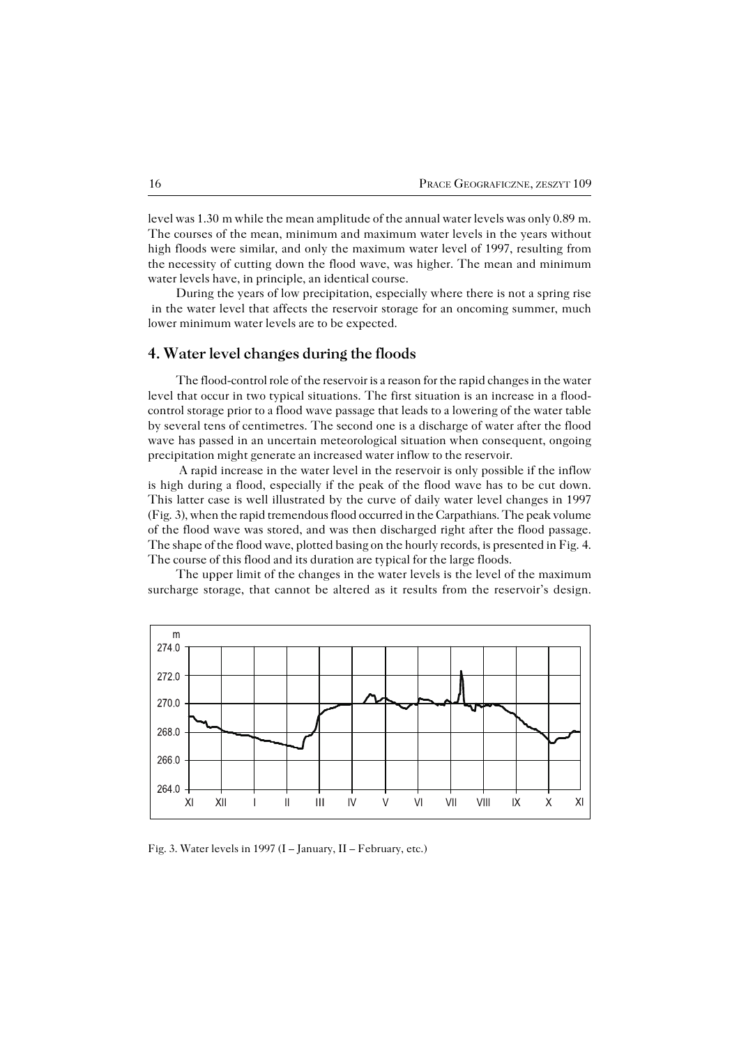level was 1.30 m while the mean amplitude of the annual water levels was only 0.89 m. The courses of the mean, minimum and maximum water levels in the years without high floods were similar, and only the maximum water level of 1997, resulting from the necessity of cutting down the flood wave, was higher. The mean and minimum water levels have, in principle, an identical course.

During the years of low precipitation, especially where there is not a spring rise in the water level that affects the reservoir storage for an oncoming summer, much lower minimum water levels are to be expected.

## 4. Water level changes during the floods

The flood-control role of the reservoir is a reason for the rapid changes in the water level that occur in two typical situations. The first situation is an increase in a flood-control storage prior to a flood wave passage that leads to a lowering of the water table by several tens of centimetres. The second one is a discharge of water after the flood wave has passed in an uncertain meteorological situation when consequent, ongoing precipitation might generate an increased water inflow to the reservoir.

A rapid increase in the water level in the reservoir is only possible if the inflow is high during a flood, especially if the peak of the flood wave has to be cut down. This latter case is well illustrated by the curve of daily water level changes in 1997 (Fig. 3), when the rapid tremendous flood occurred in the Carpathians. The peak volume of the flood wave was stored, and was then discharged right after the flood passage. The shape of the flood wave, plotted basing on the hourly records, is presented in Fig. 4. The course of this flood and its duration are typical for the large floods.

The upper limit of the changes in the water levels is the level of the maximum surcharge storage, that cannot be altered as it results from the reservoir's design.

Fig. 3. Water levels in 1997 (I – January, II – February, etc.)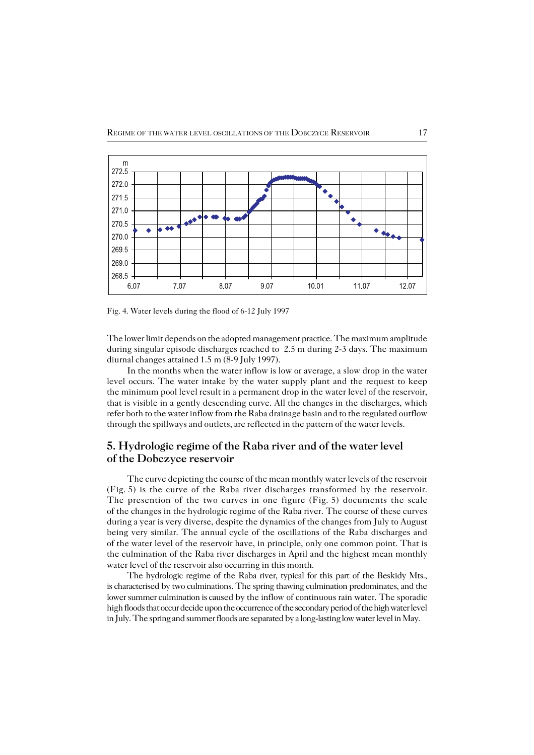Fig. 4. Water levels during the flood of 6-12 July 1997

The lower limit depends on the adopted management practice. The maximum amplitude during singular episode discharges reached to 2.5 m during 2-3 days. The maximum diurnal changes attained 1.5 m (8-9 July 1997).

In the months when the water inflow is low or average, a slow drop in the water level occurs. The water intake by the water supply plant and the request to keep the minimum pool level result in a permanent drop in the water level of the reservoir, that is visible in a gently descending curve. All the changes in the discharges, which refer both to the water inflow from the Raba drainage basin and to the regulated outflow through the spillways and outlets, are reflected in the pattern of the water levels.

## 5. Hydrologic regime of the Raba river and of the water level of the Dobczyce reservoir

The curve depicting the course of the mean monthly water levels of the reservoir (Fig. 5) is the curve of the Raba river discharges transformed by the reservoir. The presention of the two curves in one figure (Fig. 5) documents the scale of the changes in the hydrologic regime of the Raba river. The course of these curves during a year is very diverse, despite the dynamics of the changes from July to August being very similar. The annual cycle of the oscillations of the Raba discharges and of the water level of the reservoir have, in principle, only one common point. That is the culmination of the Raba river discharges in April and the highest mean monthly water level of the reservoir also occurring in this month.

The hydrologic regime of the Raba river, typical for this part of the Beskidy Mts., is characterised by two culminations. The spring thawing culmination predominates, and the lower summer culmination is caused by the inflow of continuous rain water. The sporadic high floods that occur decide upon the occurrence of the secondary period of the high water level in July. The spring and summer floods are separated by a long-lasting low water level in May.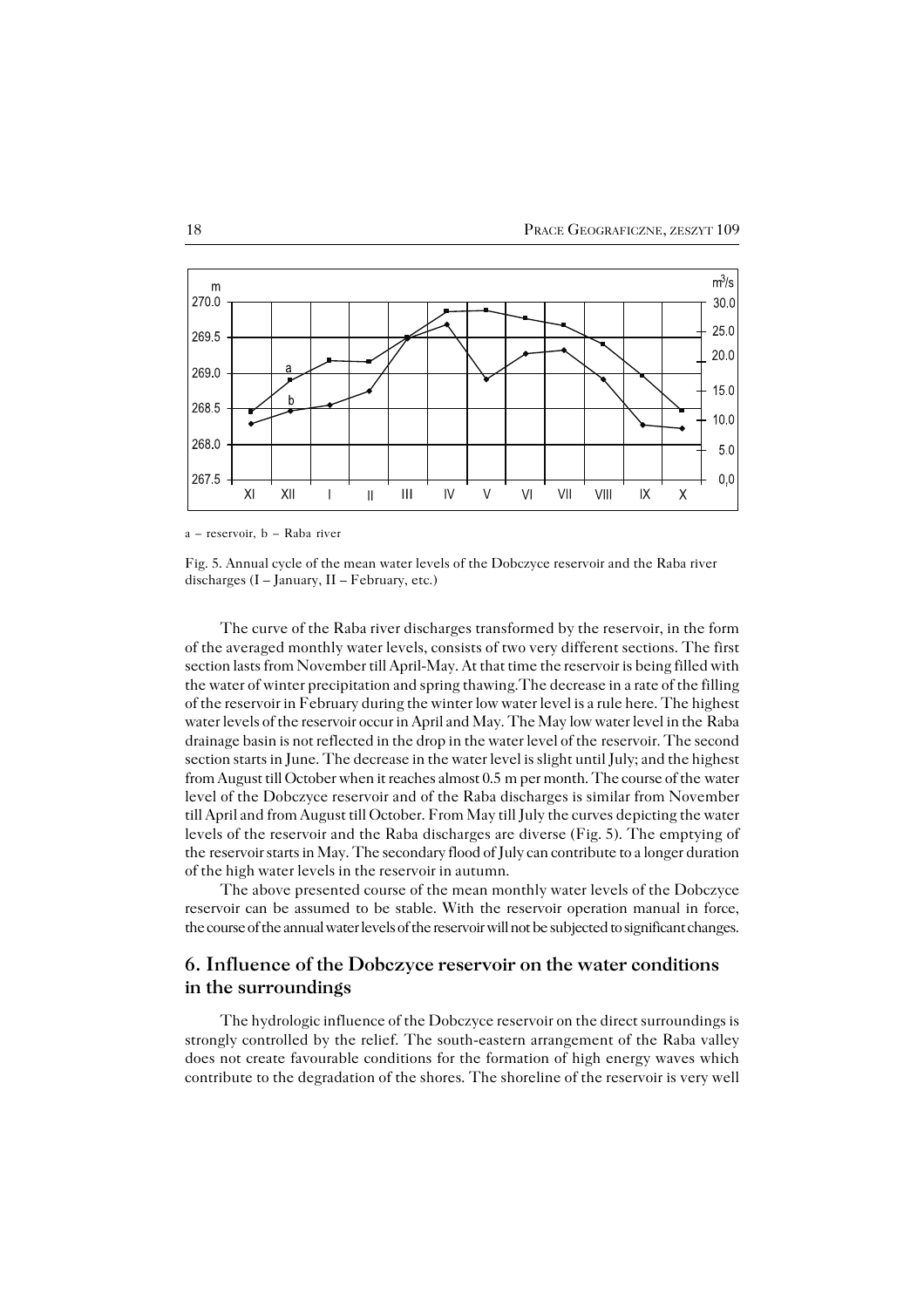a – reservoir, b – Raba river

Fig. 5. Annual cycle of the mean water levels of the Dobczyce reservoir and the Raba river discharges (I – January, II – February, etc.)

The curve of the Raba river discharges transformed by the reservoir, in the form of the averaged monthly water levels, consists of two very different sections. The first section lasts from November till April-May. At that time the reservoir is being filled with the water of winter precipitation and spring thawing.The decrease in a rate of the filling of the reservoir in February during the winter low water level is a rule here. The highest water levels of the reservoir occur in April and May. The May low water level in the Raba drainage basin is not reflected in the drop in the water level of the reservoir. The second section starts in June. The decrease in the water level is slight until July; and the highest from August till October when it reaches almost 0.5 m per month. The course of the water level of the Dobczyce reservoir and of the Raba discharges is similar from November till April and from August till October. From May till July the curves depicting the water levels of the reservoir and the Raba discharges are diverse (Fig. 5). The emptying of the reservoir starts in May. The secondary flood of July can contribute to a longer duration of the high water levels in the reservoir in autumn.

The above presented course of the mean monthly water levels of the Dobczyce reservoir can be assumed to be stable. With the reservoir operation manual in force, the course of the annual water levels of the reservoir will not be subjected to significant changes.

## 6. Influence of the Dobczyce reservoir on the water conditions in the surroundings

The hydrologic influence of the Dobczyce reservoir on the direct surroundings is strongly controlled by the relief. The south-eastern arrangement of the Raba valley does not create favourable conditions for the formation of high energy waves which contribute to the degradation of the shores. The shoreline of the reservoir is very well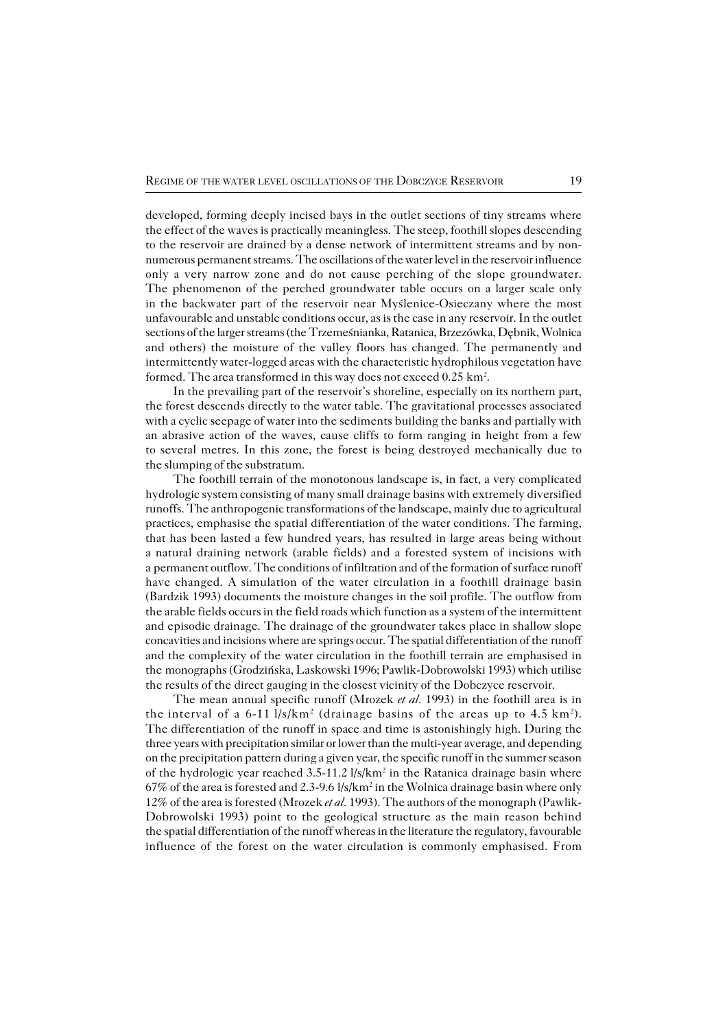developed, forming deeply incised bays in the outlet sections of tiny streams where the effect of the waves is practically meaningless. The steep, foothill slopes descending to the reservoir are drained by a dense network of intermittent streams and by non-numerous permanent streams. The oscillations of the water level in the reservoir influence only a very narrow zone and do not cause perching of the slope groundwater. The phenomenon of the perched groundwater table occurs on a larger scale only in the backwater part of the reservoir near Myślenice-Osieczany where the most unfavourable and unstable conditions occur, as is the case in any reservoir. In the outlet sections of the larger streams (the Trzemeśnianka, Ratanica, Brzezówka, Dębnik, Wolnica and others) the moisture of the valley floors has changed. The permanently and intermittently water-logged areas with the characteristic hydrophilous vegetation have formed. The area transformed in this way does not exceed 0.25 km$^2$.

In the prevailing part of the reservoir's shoreline, especially on its northern part, the forest descends directly to the water table. The gravitational processes associated with a cyclic seepage of water into the sediments building the banks and partially with an abrasive action of the waves, cause cliffs to form ranging in height from a few to several metres. In this zone, the forest is being destroyed mechanically due to the slumping of the substratum.

The foothill terrain of the monotonous landscape is, in fact, a very complicated hydrologic system consisting of many small drainage basins with extremely diversified runoffs. The anthropogenic transformations of the landscape, mainly due to agricultural practices, emphasise the spatial differentiation of the water conditions. The farming, that has been lasted a few hundred years, has resulted in large areas being without a natural draining network (arable fields) and a forested system of incisions with a permanent outflow. The conditions of infiltration and of the formation of surface runoff have changed. A simulation of the water circulation in a foothill drainage basin (Bardzik 1993) documents the moisture changes in the soil profile. The outflow from the arable fields occurs in the field roads which function as a system of the intermittent and episodic drainage. The drainage of the groundwater takes place in shallow slope concavities and incisions where are springs occur. The spatial differentiation of the runoff and the complexity of the water circulation in the foothill terrain are emphasised in the monographs (Grodzińska, Laskowski 1996; Pawlik-Dobrowolski 1993) which utilise the results of the direct gauging in the closest vicinity of the Dobczyce reservoir.

The mean annual specific runoff (Mrozek *et al.* 1993) in the foothill area is in the interval of a 6-11 l/s/km$^2$ (drainage basins of the areas up to 4.5 km$^2$). The differentiation of the runoff in space and time is astonishingly high. During the three years with precipitation similar or lower than the multi-year average, and depending on the precipitation pattern during a given year, the specific runoff in the summer season of the hydrologic year reached 3.5-11.2 l/s/km$^2$ in the Ratanica drainage basin where 67% of the area is forested and 2.3-9.6 l/s/km$^2$ in the Wolnica drainage basin where only 12% of the area is forested (Mrozek *et al.* 1993). The authors of the monograph (Pawlik-Dobrowolski 1993) point to the geological structure as the main reason behind the spatial differentiation of the runoff whereas in the literature the regulatory, favourable influence of the forest on the water circulation is commonly emphasised. From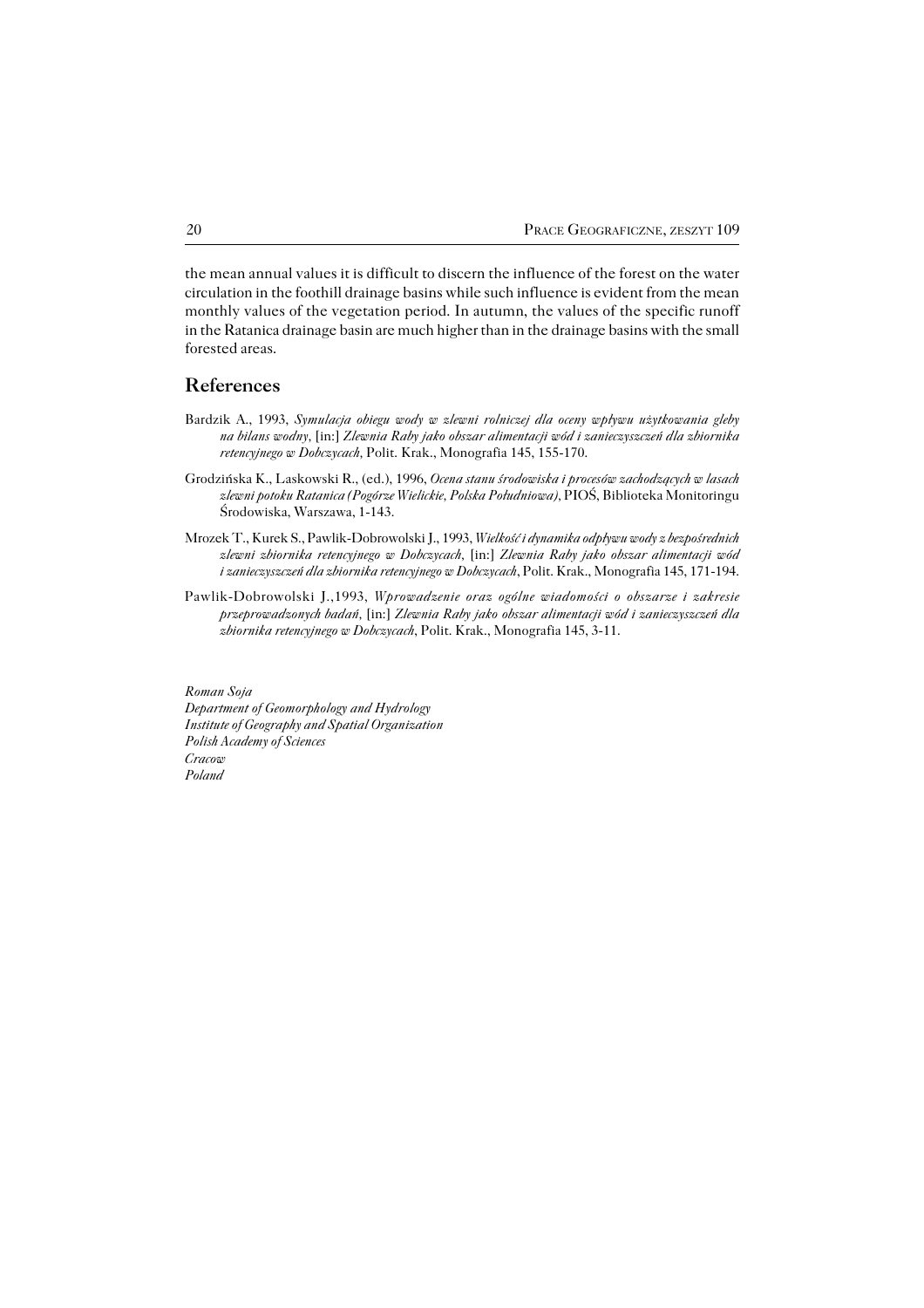the mean annual values it is difficult to discern the influence of the forest on the water circulation in the foothill drainage basins while such influence is evident from the mean monthly values of the vegetation period. In autumn, the values of the specific runoff in the Ratanica drainage basin are much higher than in the drainage basins with the small forested areas.

## References

Bardzik A., 1993, *Symulacja obiegu wody w zlewni rolniczej dla oceny wpływu użytkowania gleby na bilans wodny,* [in:] *Zlewnia Raby jako obszar alimentacji wód i zanieczyszczeń dla zbiornika retencyjnego w Dobczycach,* Polit. Krak., Monografia 145, 155-170.

Grodzińska K., Laskowski R., (ed.), 1996, *Ocena stanu środowiska i procesów zachodzących w lasach zlewni potoku Ratanica (Pogórze Wielickie, Polska Południowa)*, PIOŚ, Biblioteka Monitoringu Środowiska, Warszawa, 1-143.

Mrozek T., Kurek S., Pawlik-Dobrowolski J., 1993, *Wielkość i dynamika odpływu wody z bezpośrednich zlewni zbiornika retencyjnego w Dobczycach,* [in:] *Zlewnia Raby jako obszar alimentacji wód i zanieczyszczeń dla zbiornika retencyjnego w Dobczycach*, Polit. Krak., Monografia 145, 171-194.

Pawlik-Dobrowolski J.,1993, *Wprowadzenie oraz ogólne wiadomości o obszarze i zakresie przeprowadzonych badań,* [in:] *Zlewnia Raby jako obszar alimentacji wód i zanieczyszczeń dla zbiornika retencyjnego w Dobczycach*, Polit. Krak., Monografia 145, 3-11.

*Roman Soja*
*Department of Geomorphology and Hydrology*
*Institute of Geography and Spatial Organization*
*Polish Academy of Sciences*
*Cracow*
*Poland*